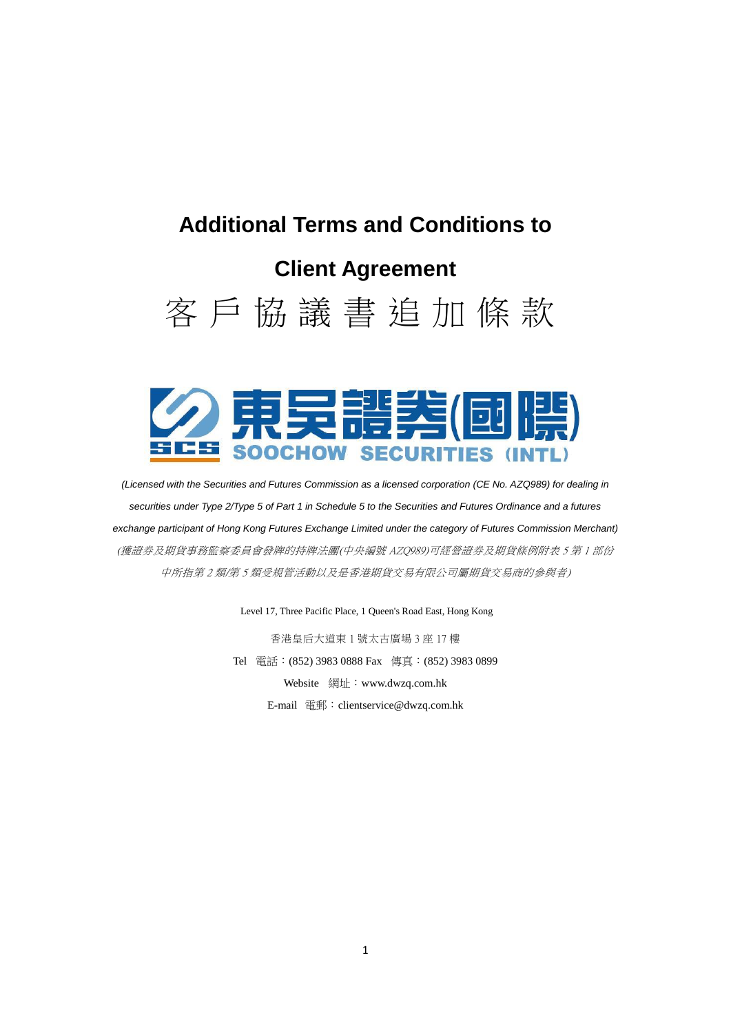# Additional Terms and Conditions to

# Client Agreement

# 客 戶 協 議 書 追 加 條 款

東吳證券(國際)

SCS SOOCHOW SECURITIES (INTL)

*(Licensed with the Securities and Futures Commission as a licensed corporation (CE No. AZQ989) for dealing in securities under Type 2/Type 5 of Part 1 in Schedule 5 to the Securities and Futures Ordinance and a futures exchange participant of Hong Kong Futures Exchange Limited under the category of Futures Commission Merchant)*

*(獲證券及期貨事務監察委員會發牌的持牌法團(中央編號 AZQ989)可經營證券及期貨條例附表 5 第 1 部份中所指第 2 類/第 5 類受規管活動以及是香港期貨交易有限公司屬期貨交易商的參與者)*

Level 17, Three Pacific Place, 1 Queen's Road East, Hong Kong

香港皇后大道東 1 號太古廣場 3 座 17 樓

Tel 電話：(852) 3983 0888 Fax 傳真：(852) 3983 0899

Website 網址：www.dwzq.com.hk

E-mail 電郵：clientservice@dwzq.com.hk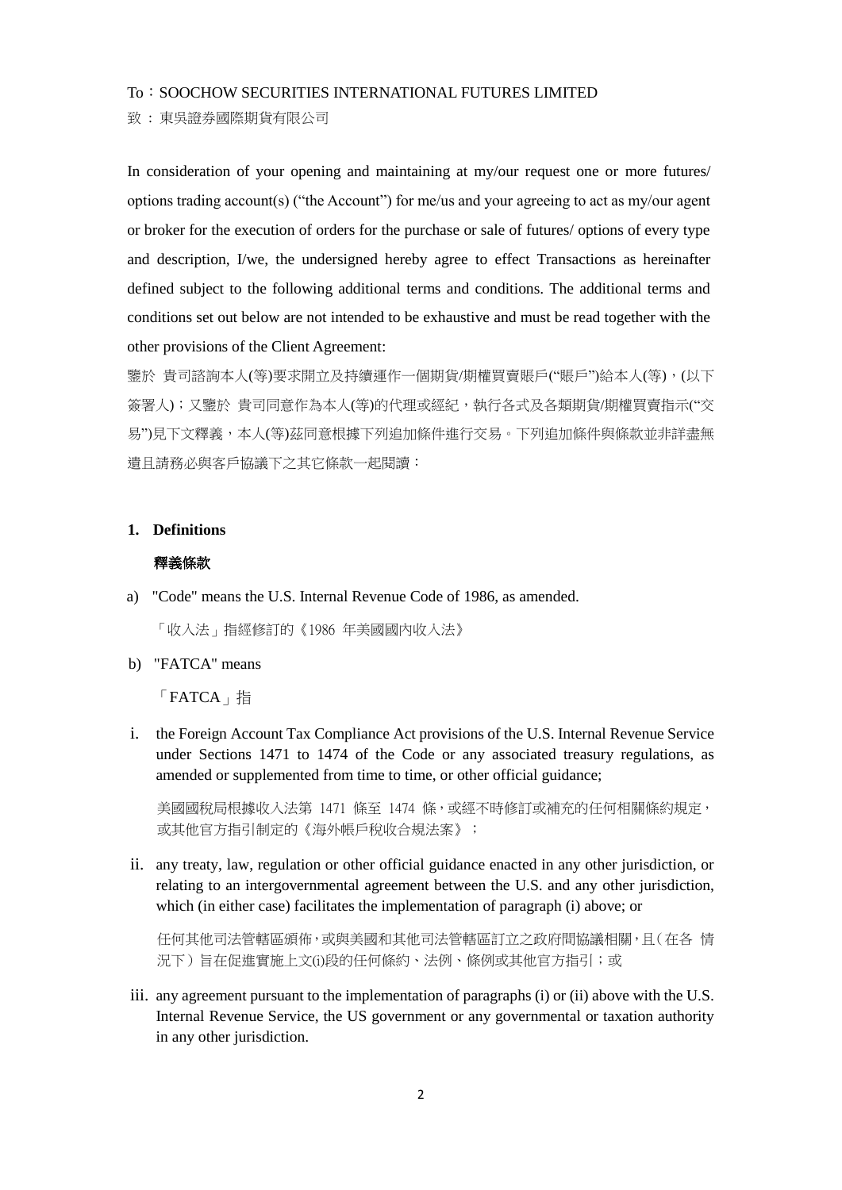To：SOOCHOW SECURITIES INTERNATIONAL FUTURES LIMITED

致 ：東吳證券國際期貨有限公司

In consideration of your opening and maintaining at my/our request one or more futures/ options trading account(s) ("the Account") for me/us and your agreeing to act as my/our agent or broker for the execution of orders for the purchase or sale of futures/ options of every type and description, I/we, the undersigned hereby agree to effect Transactions as hereinafter defined subject to the following additional terms and conditions. The additional terms and conditions set out below are not intended to be exhaustive and must be read together with the other provisions of the Client Agreement:

鑒於 貴司諮詢本人(等)要求開立及持續運作一個期貨/期權買賣賬戶("賬戶")給本人(等)，(以下簽署人)；又鑒於 貴司同意作為本人(等)的代理或經紀，執行各式及各類期貨/期權買賣指示("交易")見下文釋義，本人(等)茲同意根據下列追加條件進行交易。下列追加條件與條款並非詳盡無遺且請務必與客戶協議下之其它條款一起閱讀：

**1. Definitions**

**釋義條款**

a) "Code" means the U.S. Internal Revenue Code of 1986, as amended.

「收入法」指經修訂的《1986 年美國國內收入法》

b) "FATCA" means

「FATCA」指

i. the Foreign Account Tax Compliance Act provisions of the U.S. Internal Revenue Service under Sections 1471 to 1474 of the Code or any associated treasury regulations, as amended or supplemented from time to time, or other official guidance;

美國國稅局根據收入法第 1471 條至 1474 條，或經不時修訂或補充的任何相關條約規定，或其他官方指引制定的《海外帳戶稅收合規法案》；

ii. any treaty, law, regulation or other official guidance enacted in any other jurisdiction, or relating to an intergovernmental agreement between the U.S. and any other jurisdiction, which (in either case) facilitates the implementation of paragraph (i) above; or

任何其他司法管轄區頒佈，或與美國和其他司法管轄區訂立之政府間協議相關，且（在各 情況下）旨在促進實施上文(i)段的任何條約、法例、條例或其他官方指引；或

iii. any agreement pursuant to the implementation of paragraphs (i) or (ii) above with the U.S. Internal Revenue Service, the US government or any governmental or taxation authority in any other jurisdiction.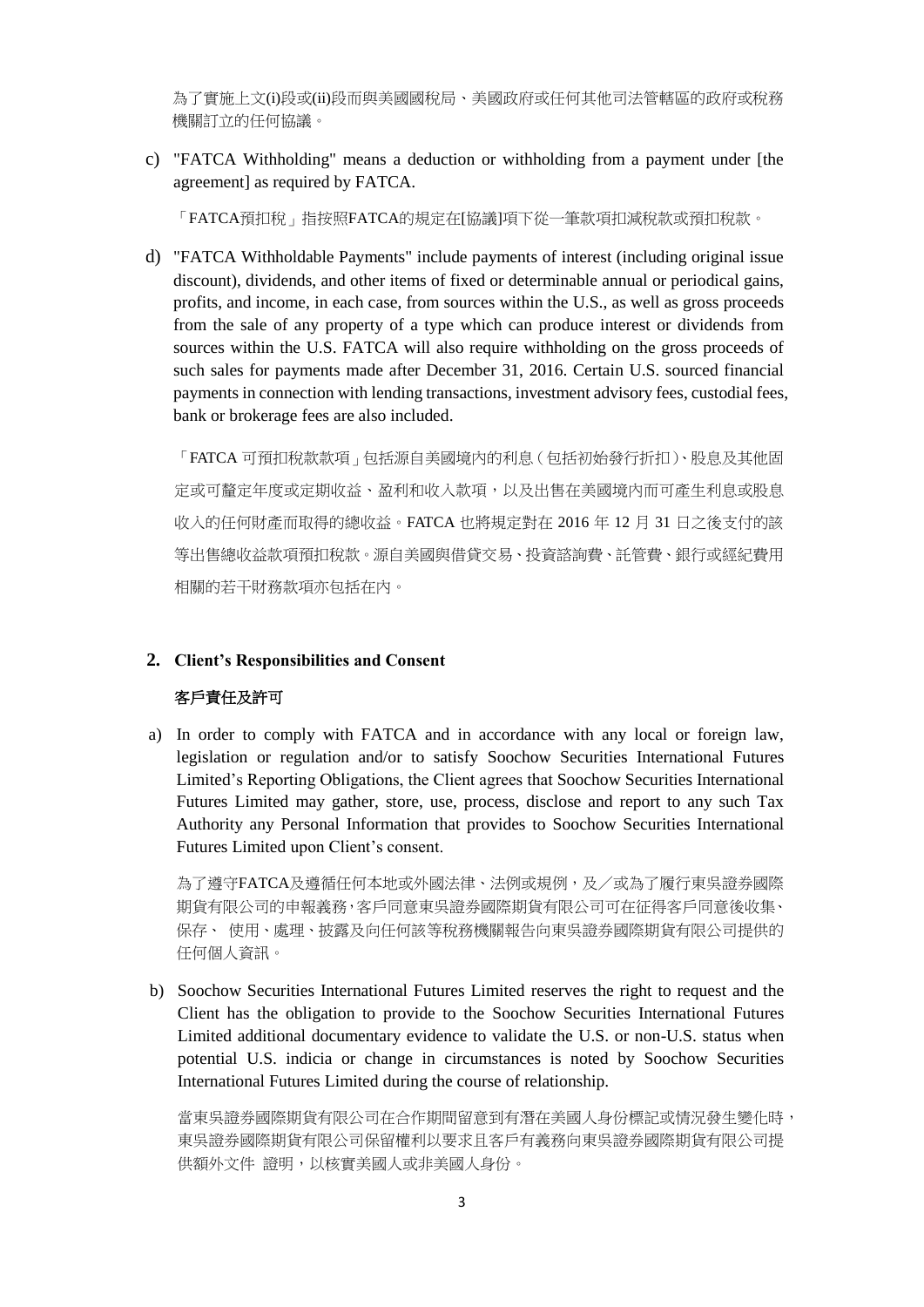為了實施上文(i)段或(ii)段而與美國國稅局、美國政府或任何其他司法管轄區的政府或稅務機關訂立的任何協議。

c) "FATCA Withholding" means a deduction or withholding from a payment under [the agreement] as required by FATCA.

「FATCA預扣稅」指按照FATCA的規定在[協議]項下從一筆款項扣減稅款或預扣稅款。

d) "FATCA Withholdable Payments" include payments of interest (including original issue discount), dividends, and other items of fixed or determinable annual or periodical gains, profits, and income, in each case, from sources within the U.S., as well as gross proceeds from the sale of any property of a type which can produce interest or dividends from sources within the U.S. FATCA will also require withholding on the gross proceeds of such sales for payments made after December 31, 2016. Certain U.S. sourced financial payments in connection with lending transactions, investment advisory fees, custodial fees, bank or brokerage fees are also included.

「FATCA 可預扣稅款款項」包括源自美國境內的利息（包括初始發行折扣）、股息及其他固定或可釐定年度或定期收益、盈利和收入款項，以及出售在美國境內而可產生利息或股息收入的任何財產而取得的總收益。FATCA 也將規定對在 2016 年 12 月 31 日之後支付的該等出售總收益款項預扣稅款。源自美國與借貸交易、投資諮詢費、託管費、銀行或經紀費用相關的若干財務款項亦包括在內。

## 2. Client's Responsibilities and Consent

## 客戶責任及許可

a) In order to comply with FATCA and in accordance with any local or foreign law, legislation or regulation and/or to satisfy Soochow Securities International Futures Limited's Reporting Obligations, the Client agrees that Soochow Securities International Futures Limited may gather, store, use, process, disclose and report to any such Tax Authority any Personal Information that provides to Soochow Securities International Futures Limited upon Client's consent.

為了遵守FATCA及遵循任何本地或外國法律、法例或規例，及／或為了履行東吳證券國際期貨有限公司的申報義務，客戶同意東吳證券國際期貨有限公司可在征得客戶同意後收集、保存、 使用、處理、披露及向任何該等稅務機關報告向東吳證券國際期貨有限公司提供的任何個人資訊。

b) Soochow Securities International Futures Limited reserves the right to request and the Client has the obligation to provide to the Soochow Securities International Futures Limited additional documentary evidence to validate the U.S. or non-U.S. status when potential U.S. indicia or change in circumstances is noted by Soochow Securities International Futures Limited during the course of relationship.

當東吳證券國際期貨有限公司在合作期間留意到有潛在美國人身份標記或情況發生變化時，東吳證券國際期貨有限公司保留權利以要求且客戶有義務向東吳證券國際期貨有限公司提供額外文件 證明，以核實美國人或非美國人身份。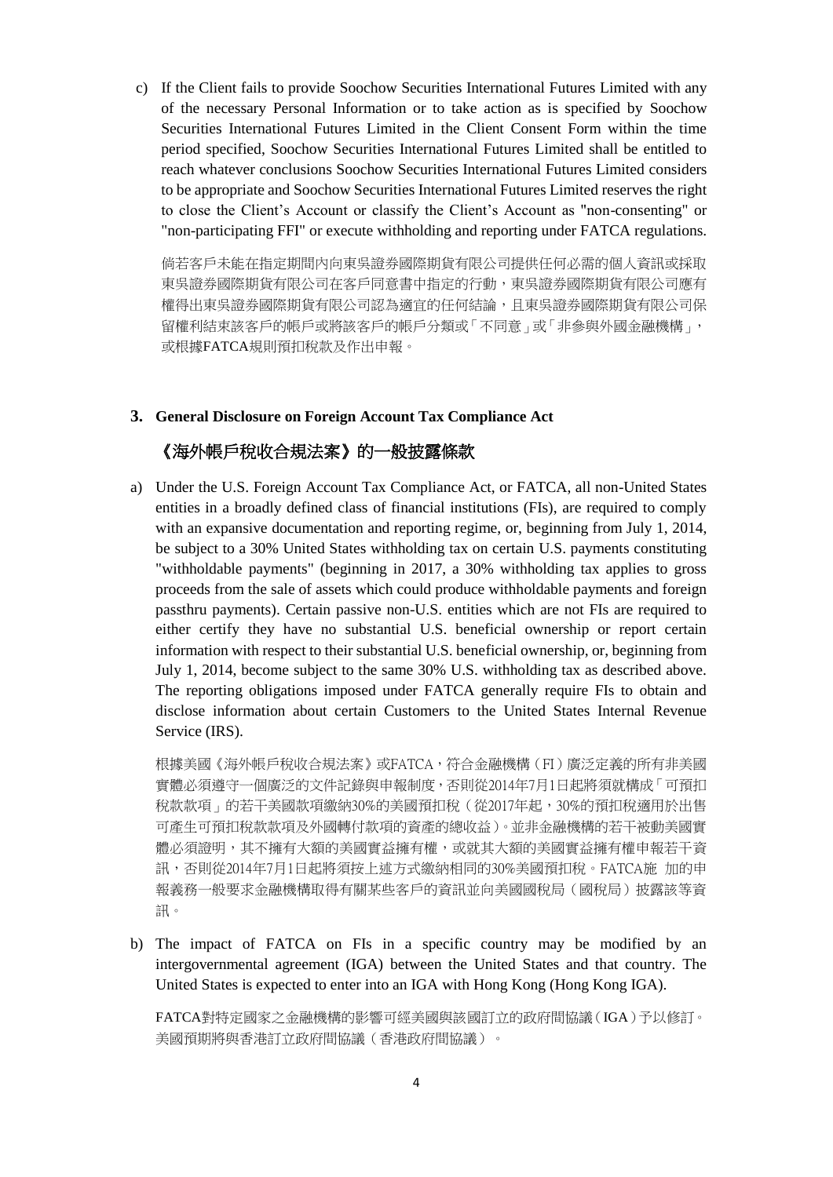c) If the Client fails to provide Soochow Securities International Futures Limited with any of the necessary Personal Information or to take action as is specified by Soochow Securities International Futures Limited in the Client Consent Form within the time period specified, Soochow Securities International Futures Limited shall be entitled to reach whatever conclusions Soochow Securities International Futures Limited considers to be appropriate and Soochow Securities International Futures Limited reserves the right to close the Client's Account or classify the Client's Account as "non-consenting" or "non-participating FFI" or execute withholding and reporting under FATCA regulations.

倘若客戶未能在指定期間內向東吳證券國際期貨有限公司提供任何必需的個人資訊或採取東吳證券國際期貨有限公司在客戶同意書中指定的行動，東吳證券國際期貨有限公司應有權得出東吳證券國際期貨有限公司認為適宜的任何結論，且東吳證券國際期貨有限公司保留權利結束該客戶的帳戶或將該客戶的帳戶分類或「不同意」或「非參與外國金融機構」，或根據FATCA規則預扣稅款及作出申報。

### 3. General Disclosure on Foreign Account Tax Compliance Act

### 《海外帳戶稅收合規法案》的一般披露條款

a) Under the U.S. Foreign Account Tax Compliance Act, or FATCA, all non-United States entities in a broadly defined class of financial institutions (FIs), are required to comply with an expansive documentation and reporting regime, or, beginning from July 1, 2014, be subject to a 30% United States withholding tax on certain U.S. payments constituting "withholdable payments" (beginning in 2017, a 30% withholding tax applies to gross proceeds from the sale of assets which could produce withholdable payments and foreign passthru payments). Certain passive non-U.S. entities which are not FIs are required to either certify they have no substantial U.S. beneficial ownership or report certain information with respect to their substantial U.S. beneficial ownership, or, beginning from July 1, 2014, become subject to the same 30% U.S. withholding tax as described above. The reporting obligations imposed under FATCA generally require FIs to obtain and disclose information about certain Customers to the United States Internal Revenue Service (IRS).

根據美國《海外帳戶稅收合規法案》或FATCA，符合金融機構（FI）廣泛定義的所有非美國實體必須遵守一個廣泛的文件記錄與申報制度，否則從2014年7月1日起將須就構成「可預扣稅款款項」的若干美國款項繳納30%的美國預扣稅（從2017年起，30%的預扣稅適用於出售可產生可預扣稅款款項及外國轉付款項的資產的總收益）。並非金融機構的若干被動美國實體必須證明，其不擁有大額的美國實益擁有權，或就其大額的美國實益擁有權申報若干資訊，否則從2014年7月1日起將須按上述方式繳納相同的30%美國預扣稅。FATCA施 加的申報義務一般要求金融機構取得有關某些客戶的資訊並向美國國稅局（國稅局）披露該等資訊。

b) The impact of FATCA on FIs in a specific country may be modified by an intergovernmental agreement (IGA) between the United States and that country. The United States is expected to enter into an IGA with Hong Kong (Hong Kong IGA).

FATCA對特定國家之金融機構的影響可經美國與該國訂立的政府間協議（IGA）予以修訂。美國預期將與香港訂立政府間協議（香港政府間協議）。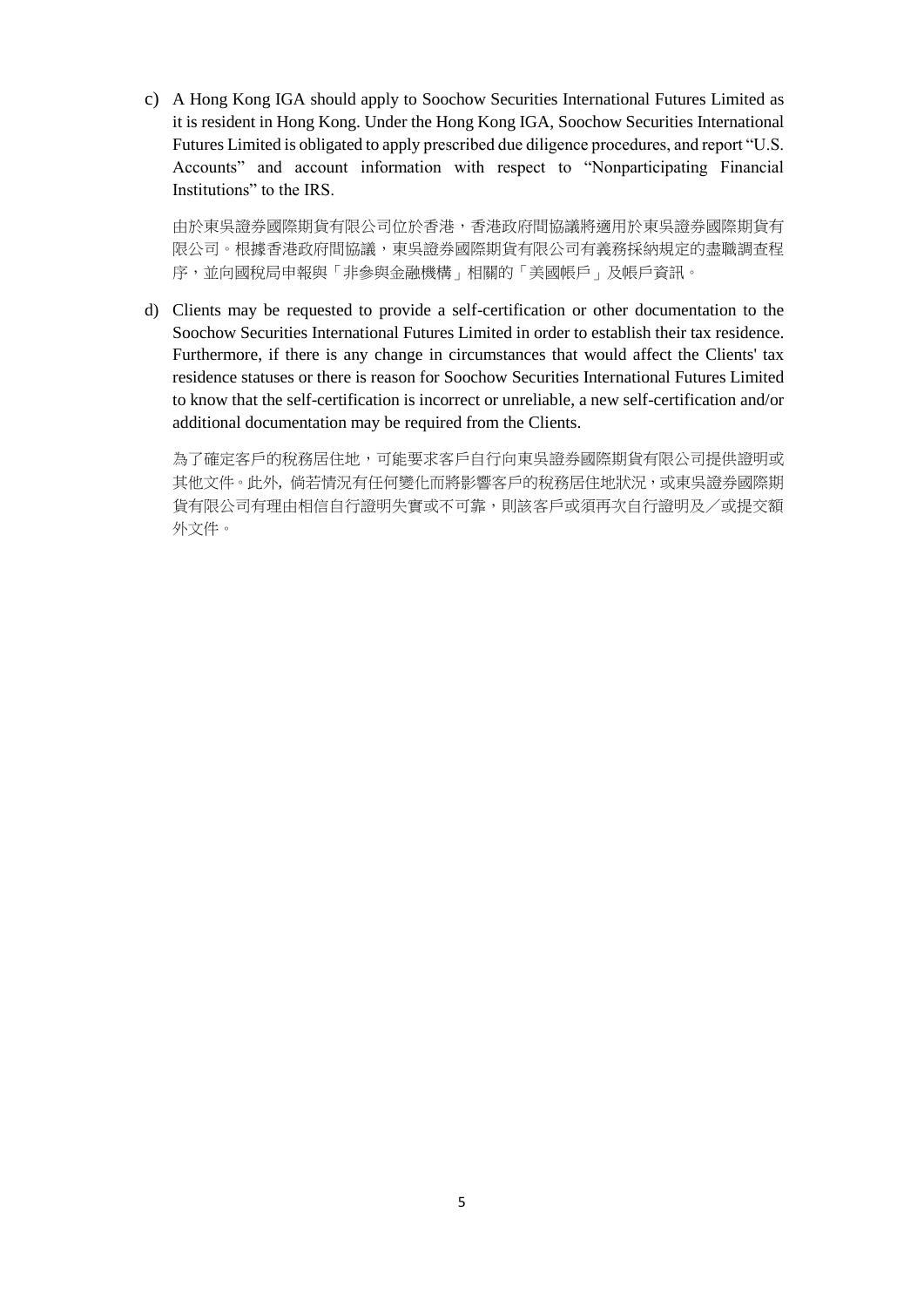c) A Hong Kong IGA should apply to Soochow Securities International Futures Limited as it is resident in Hong Kong. Under the Hong Kong IGA, Soochow Securities International Futures Limited is obligated to apply prescribed due diligence procedures, and report "U.S. Accounts" and account information with respect to "Nonparticipating Financial Institutions" to the IRS.

   由於東吳證券國際期貨有限公司位於香港，香港政府間協議將適用於東吳證券國際期貨有限公司。根據香港政府間協議，東吳證券國際期貨有限公司有義務採納規定的盡職調查程序，並向國稅局申報與「非參與金融機構」相關的「美國帳戶」及帳戶資訊。

d) Clients may be requested to provide a self-certification or other documentation to the Soochow Securities International Futures Limited in order to establish their tax residence. Furthermore, if there is any change in circumstances that would affect the Clients' tax residence statuses or there is reason for Soochow Securities International Futures Limited to know that the self-certification is incorrect or unreliable, a new self-certification and/or additional documentation may be required from the Clients.

   為了確定客戶的稅務居住地，可能要求客戶自行向東吳證券國際期貨有限公司提供證明或其他文件。此外, 倘若情況有任何變化而將影響客戶的稅務居住地狀況，或東吳證券國際期貨有限公司有理由相信自行證明失實或不可靠，則該客戶或須再次自行證明及╱或提交額外文件。